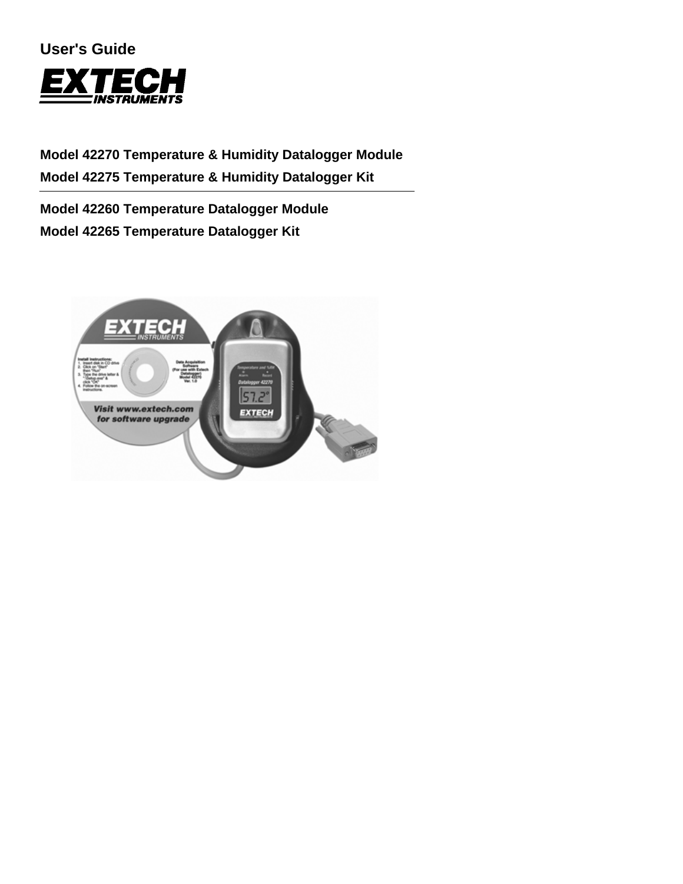User's Guide

# EXTECH INSTRUMENTS

## Model 42270 Temperature & Humidity Datalogger Module
## Model 42275 Temperature & Humidity Datalogger Kit

---

## Model 42260 Temperature Datalogger Module
## Model 42265 Temperature Datalogger Kit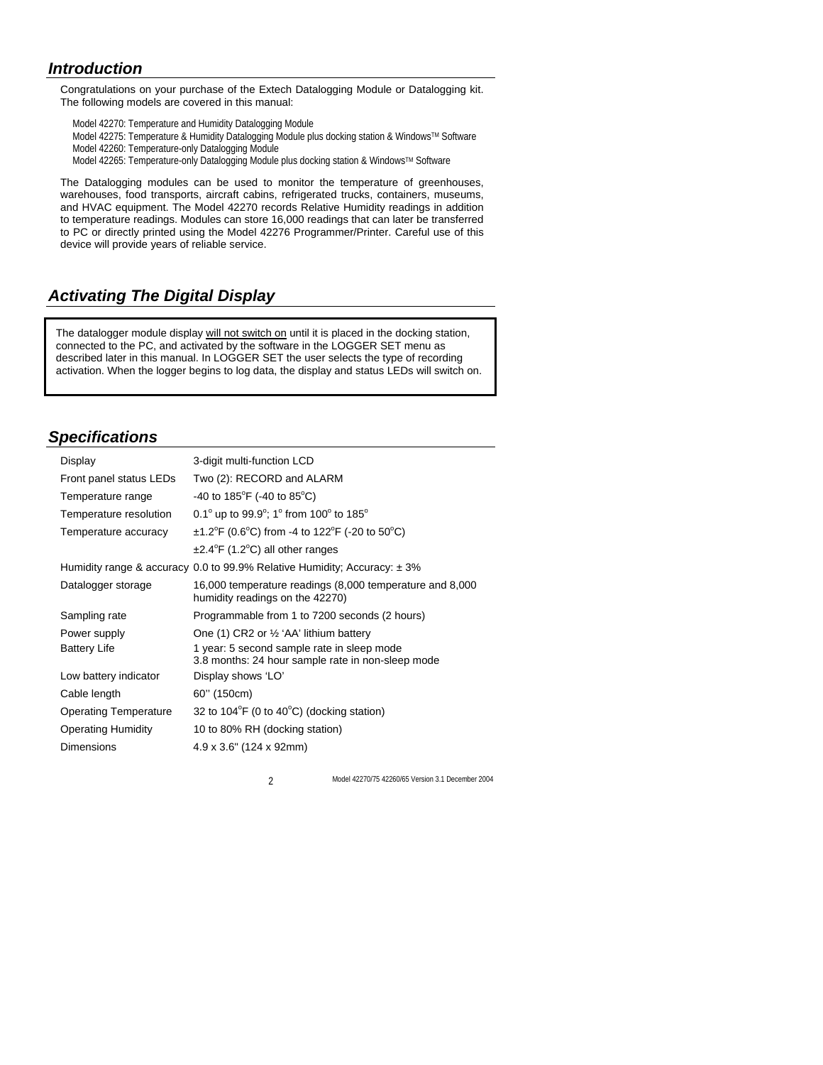## *Introduction*

Congratulations on your purchase of the Extech Datalogging Module or Datalogging kit. The following models are covered in this manual:

Model 42270: Temperature and Humidity Datalogging Module
Model 42275: Temperature & Humidity Datalogging Module plus docking station & Windows™ Software
Model 42260: Temperature-only Datalogging Module
Model 42265: Temperature-only Datalogging Module plus docking station & Windows™ Software

The Datalogging modules can be used to monitor the temperature of greenhouses, warehouses, food transports, aircraft cabins, refrigerated trucks, containers, museums, and HVAC equipment. The Model 42270 records Relative Humidity readings in addition to temperature readings. Modules can store 16,000 readings that can later be transferred to PC or directly printed using the Model 42276 Programmer/Printer. Careful use of this device will provide years of reliable service.

## *Activating The Digital Display*

The datalogger module display <u>will not switch on</u> until it is placed in the docking station, connected to the PC, and activated by the software in the LOGGER SET menu as described later in this manual. In LOGGER SET the user selects the type of recording activation. When the logger begins to log data, the display and status LEDs will switch on.

## *Specifications*

| | |
|---|---|
| Display | 3-digit multi-function LCD |
| Front panel status LEDs | Two (2): RECORD and ALARM |
| Temperature range | -40 to 185°F (-40 to 85°C) |
| Temperature resolution | 0.1° up to 99.9°; 1° from 100° to 185° |
| Temperature accuracy | ±1.2°F (0.6°C) from -4 to 122°F (-20 to 50°C) |
| | ±2.4°F (1.2°C) all other ranges |
| Humidity range & accuracy | 0.0 to 99.9% Relative Humidity; Accuracy: ± 3% |
| Datalogger storage | 16,000 temperature readings (8,000 temperature and 8,000 humidity readings on the 42270) |
| Sampling rate | Programmable from 1 to 7200 seconds (2 hours) |
| Power supply | One (1) CR2 or ½ 'AA' lithium battery |
| Battery Life | 1 year: 5 second sample rate in sleep mode<br>3.8 months: 24 hour sample rate in non-sleep mode |
| Low battery indicator | Display shows 'LO' |
| Cable length | 60'' (150cm) |
| Operating Temperature | 32 to 104°F (0 to 40°C) (docking station) |
| Operating Humidity | 10 to 80% RH (docking station) |
| Dimensions | 4.9 x 3.6" (124 x 92mm) |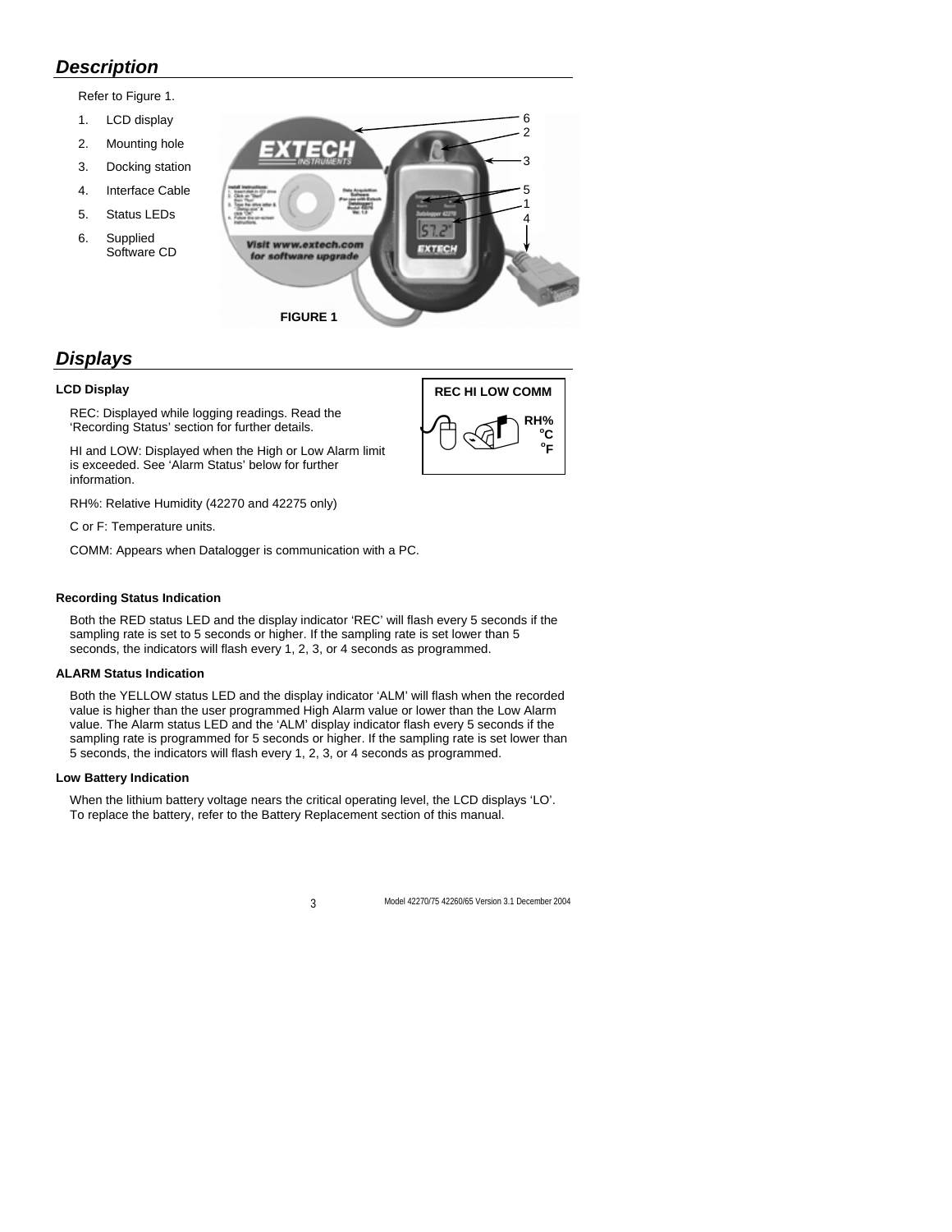## *Description*

Refer to Figure 1.

1. LCD display
2. Mounting hole
3. Docking station
4. Interface Cable
5. Status LEDs
6. Supplied Software CD

FIGURE 1

## *Displays*

### LCD Display

REC: Displayed while logging readings. Read the 'Recording Status' section for further details.

HI and LOW: Displayed when the High or Low Alarm limit is exceeded. See 'Alarm Status' below for further information.

RH%: Relative Humidity (42270 and 42275 only)

C or F: Temperature units.

COMM: Appears when Datalogger is communication with a PC.

REC HI LOW COMM

RH%
°C
°F

### Recording Status Indication

Both the RED status LED and the display indicator 'REC' will flash every 5 seconds if the sampling rate is set to 5 seconds or higher. If the sampling rate is set lower than 5 seconds, the indicators will flash every 1, 2, 3, or 4 seconds as programmed.

### ALARM Status Indication

Both the YELLOW status LED and the display indicator 'ALM' will flash when the recorded value is higher than the user programmed High Alarm value or lower than the Low Alarm value. The Alarm status LED and the 'ALM' display indicator flash every 5 seconds if the sampling rate is programmed for 5 seconds or higher. If the sampling rate is set lower than 5 seconds, the indicators will flash every 1, 2, 3, or 4 seconds as programmed.

### Low Battery Indication

When the lithium battery voltage nears the critical operating level, the LCD displays 'LO'. To replace the battery, refer to the Battery Replacement section of this manual.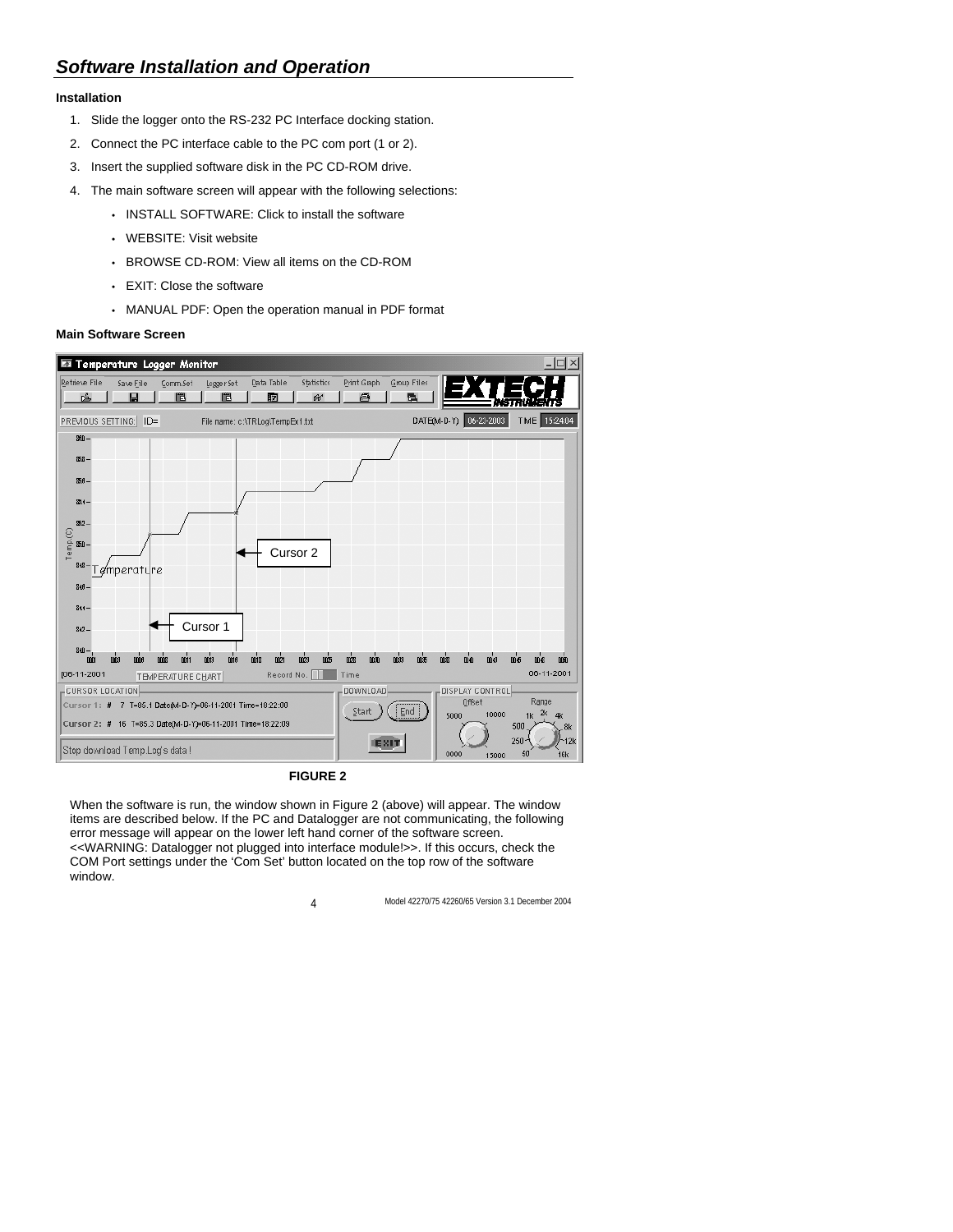## *Software Installation and Operation*

**Installation**

1. Slide the logger onto the RS-232 PC Interface docking station.
2. Connect the PC interface cable to the PC com port (1 or 2).
3. Insert the supplied software disk in the PC CD-ROM drive.
4. The main software screen will appear with the following selections:
   - INSTALL SOFTWARE: Click to install the software
   - WEBSITE: Visit website
   - BROWSE CD-ROM: View all items on the CD-ROM
   - EXIT: Close the software
   - MANUAL PDF: Open the operation manual in PDF format

**Main Software Screen**

**FIGURE 2**

When the software is run, the window shown in Figure 2 (above) will appear. The window items are described below. If the PC and Datalogger are not communicating, the following error message will appear on the lower left hand corner of the software screen. <<WARNING: Datalogger not plugged into interface module!>>. If this occurs, check the COM Port settings under the 'Com Set' button located on the top row of the software window.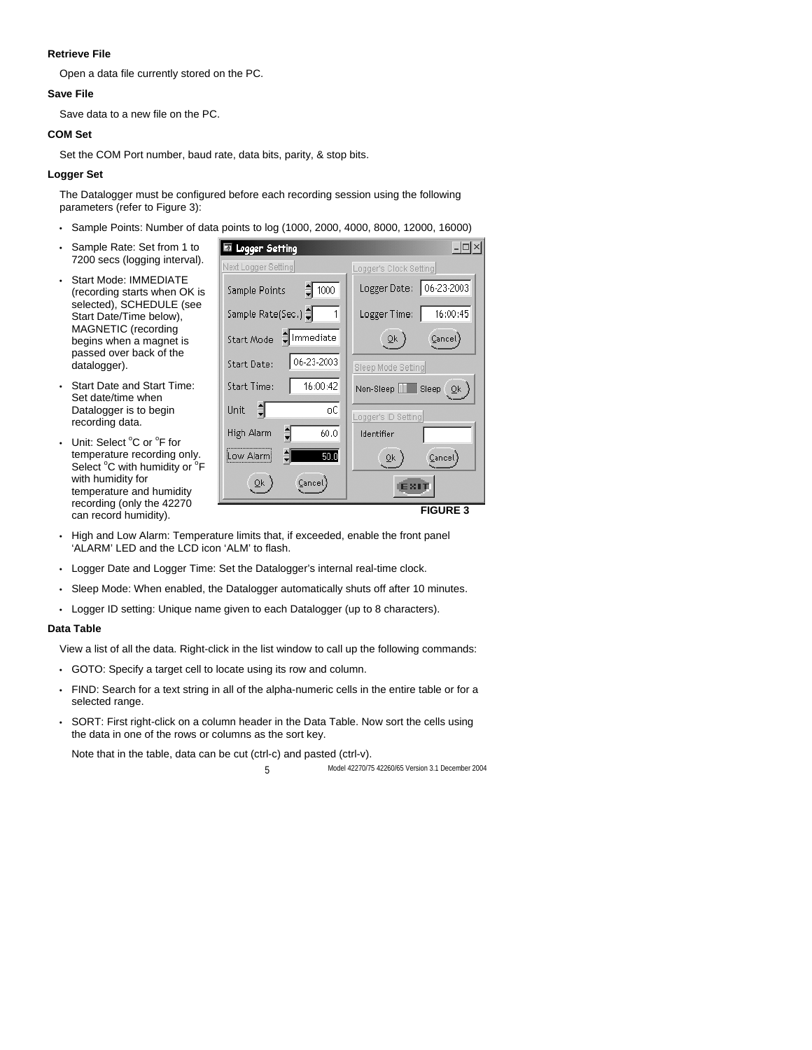**Retrieve File**

Open a data file currently stored on the PC.

**Save File**

Save data to a new file on the PC.

**COM Set**

Set the COM Port number, baud rate, data bits, parity, & stop bits.

**Logger Set**

The Datalogger must be configured before each recording session using the following parameters (refer to Figure 3):

- Sample Points: Number of data points to log (1000, 2000, 4000, 8000, 12000, 16000)
- Sample Rate: Set from 1 to 7200 secs (logging interval).
- Start Mode: IMMEDIATE (recording starts when OK is selected), SCHEDULE (see Start Date/Time below), MAGNETIC (recording begins when a magnet is passed over back of the datalogger).
- Start Date and Start Time: Set date/time when Datalogger is to begin recording data.
- Unit: Select °C or °F for temperature recording only. Select °C with humidity or °F with humidity for temperature and humidity recording (only the 42270 can record humidity).

FIGURE 3

- High and Low Alarm: Temperature limits that, if exceeded, enable the front panel 'ALARM' LED and the LCD icon 'ALM' to flash.
- Logger Date and Logger Time: Set the Datalogger's internal real-time clock.
- Sleep Mode: When enabled, the Datalogger automatically shuts off after 10 minutes.
- Logger ID setting: Unique name given to each Datalogger (up to 8 characters).

**Data Table**

View a list of all the data. Right-click in the list window to call up the following commands:

- GOTO: Specify a target cell to locate using its row and column.
- FIND: Search for a text string in all of the alpha-numeric cells in the entire table or for a selected range.
- SORT: First right-click on a column header in the Data Table. Now sort the cells using the data in one of the rows or columns as the sort key.

  Note that in the table, data can be cut (ctrl-c) and pasted (ctrl-v).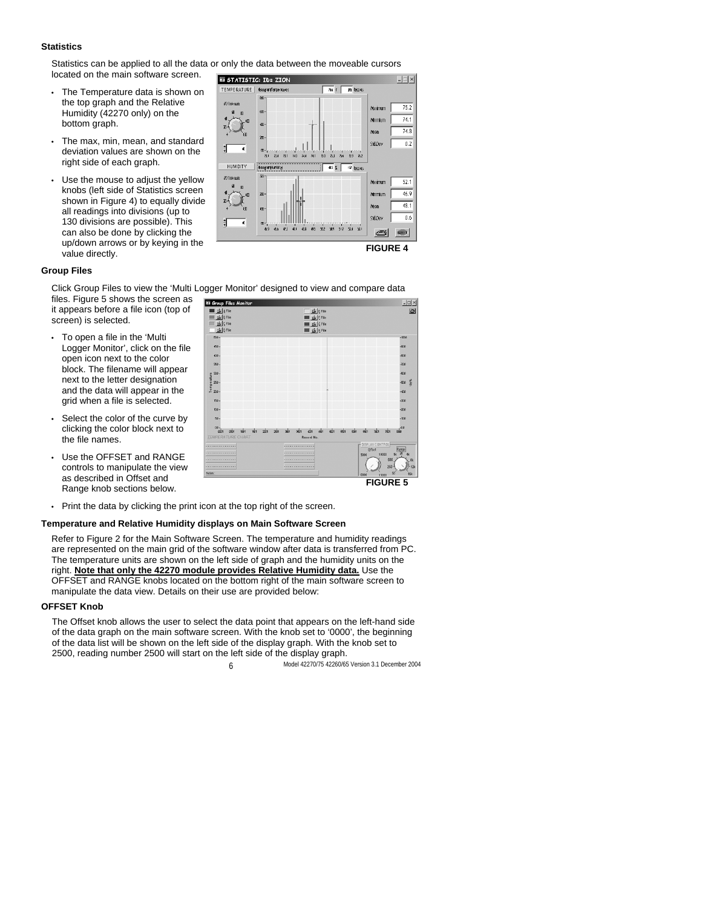**Statistics**

Statistics can be applied to all the data or only the data between the moveable cursors located on the main software screen.

- The Temperature data is shown on the top graph and the Relative Humidity (42270 only) on the bottom graph.
- The max, min, mean, and standard deviation values are shown on the right side of each graph.
- Use the mouse to adjust the yellow knobs (left side of Statistics screen shown in Figure 4) to equally divide all readings into divisions (up to 130 divisions are possible). This can also be done by clicking the up/down arrows or by keying in the value directly.

**FIGURE 4**

**Group Files**

Click Group Files to view the 'Multi Logger Monitor' designed to view and compare data files. Figure 5 shows the screen as it appears before a file icon (top of screen) is selected.

- To open a file in the 'Multi Logger Monitor', click on the file open icon next to the color block. The filename will appear next to the letter designation and the data will appear in the grid when a file is selected.
- Select the color of the curve by clicking the color block next to the file names.
- Use the OFFSET and RANGE controls to manipulate the view as described in Offset and Range knob sections below.
- Print the data by clicking the print icon at the top right of the screen.

**FIGURE 5**

**Temperature and Relative Humidity displays on Main Software Screen**

Refer to Figure 2 for the Main Software Screen. The temperature and humidity readings are represented on the main grid of the software window after data is transferred from PC. The temperature units are shown on the left side of graph and the humidity units on the right. **Note that only the 42270 module provides Relative Humidity data.** Use the OFFSET and RANGE knobs located on the bottom right of the main software screen to manipulate the data view. Details on their use are provided below:

**OFFSET Knob**

The Offset knob allows the user to select the data point that appears on the left-hand side of the data graph on the main software screen. With the knob set to '0000', the beginning of the data list will be shown on the left side of the display graph. With the knob set to 2500, reading number 2500 will start on the left side of the display graph.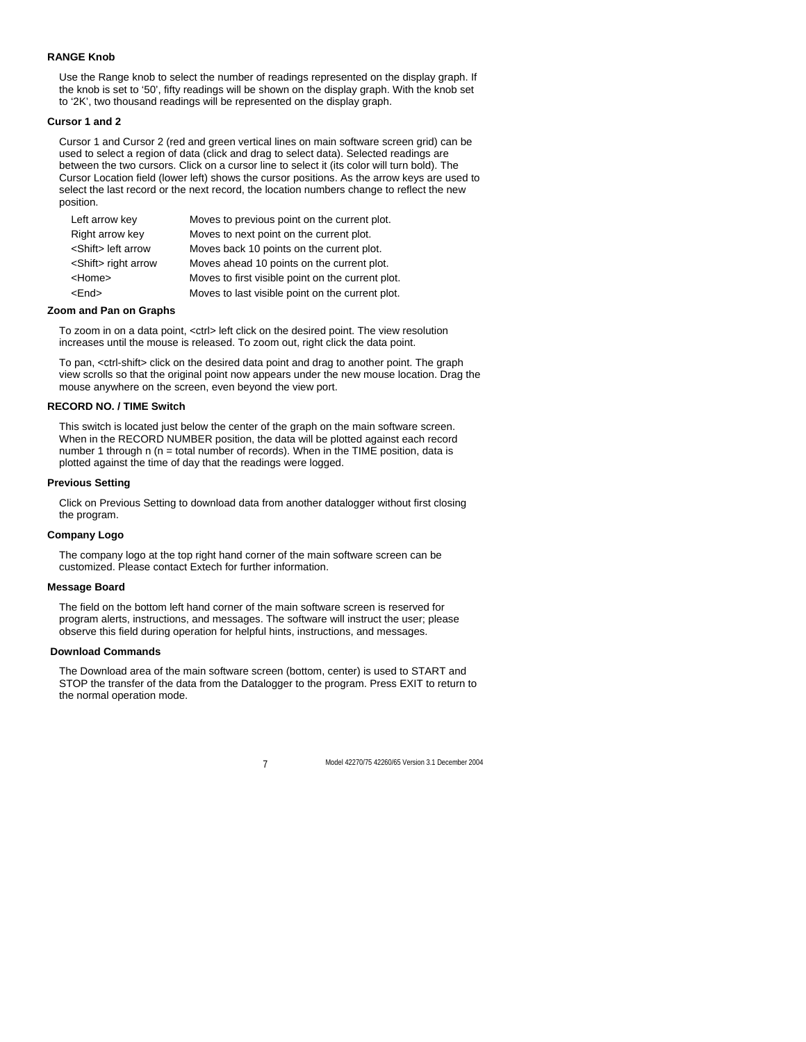### RANGE Knob

Use the Range knob to select the number of readings represented on the display graph. If the knob is set to '50', fifty readings will be shown on the display graph. With the knob set to '2K', two thousand readings will be represented on the display graph.

### Cursor 1 and 2

Cursor 1 and Cursor 2 (red and green vertical lines on main software screen grid) can be used to select a region of data (click and drag to select data). Selected readings are between the two cursors. Click on a cursor line to select it (its color will turn bold). The Cursor Location field (lower left) shows the cursor positions. As the arrow keys are used to select the last record or the next record, the location numbers change to reflect the new position.

| | |
|---|---|
| Left arrow key | Moves to previous point on the current plot. |
| Right arrow key | Moves to next point on the current plot. |
| <Shift> left arrow | Moves back 10 points on the current plot. |
| <Shift> right arrow | Moves ahead 10 points on the current plot. |
| <Home> | Moves to first visible point on the current plot. |
| <End> | Moves to last visible point on the current plot. |

### Zoom and Pan on Graphs

To zoom in on a data point, <ctrl> left click on the desired point. The view resolution increases until the mouse is released. To zoom out, right click the data point.

To pan, <ctrl-shift> click on the desired data point and drag to another point. The graph view scrolls so that the original point now appears under the new mouse location. Drag the mouse anywhere on the screen, even beyond the view port.

### RECORD NO. / TIME Switch

This switch is located just below the center of the graph on the main software screen. When in the RECORD NUMBER position, the data will be plotted against each record number 1 through n (n = total number of records). When in the TIME position, data is plotted against the time of day that the readings were logged.

### Previous Setting

Click on Previous Setting to download data from another datalogger without first closing the program.

### Company Logo

The company logo at the top right hand corner of the main software screen can be customized. Please contact Extech for further information.

### Message Board

The field on the bottom left hand corner of the main software screen is reserved for program alerts, instructions, and messages. The software will instruct the user; please observe this field during operation for helpful hints, instructions, and messages.

### Download Commands

The Download area of the main software screen (bottom, center) is used to START and STOP the transfer of the data from the Datalogger to the program. Press EXIT to return to the normal operation mode.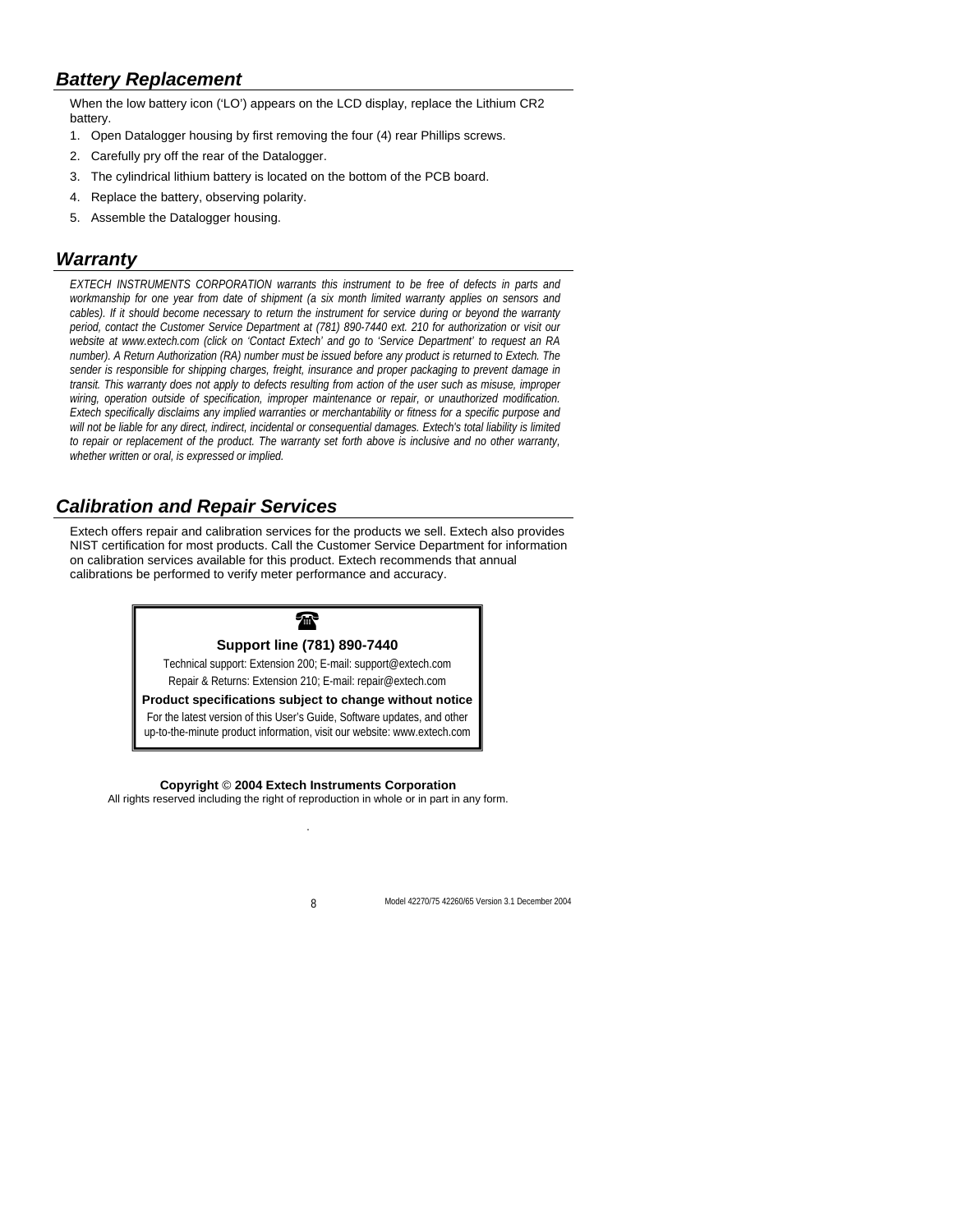## *Battery Replacement*

When the low battery icon (‘LO’) appears on the LCD display, replace the Lithium CR2 battery.

1. Open Datalogger housing by first removing the four (4) rear Phillips screws.
2. Carefully pry off the rear of the Datalogger.
3. The cylindrical lithium battery is located on the bottom of the PCB board.
4. Replace the battery, observing polarity.
5. Assemble the Datalogger housing.

## *Warranty*

*EXTECH INSTRUMENTS CORPORATION warrants this instrument to be free of defects in parts and workmanship for one year from date of shipment (a six month limited warranty applies on sensors and cables). If it should become necessary to return the instrument for service during or beyond the warranty period, contact the Customer Service Department at (781) 890-7440 ext. 210 for authorization or visit our website at www.extech.com (click on ‘Contact Extech’ and go to ‘Service Department’ to request an RA number). A Return Authorization (RA) number must be issued before any product is returned to Extech. The sender is responsible for shipping charges, freight, insurance and proper packaging to prevent damage in transit. This warranty does not apply to defects resulting from action of the user such as misuse, improper wiring, operation outside of specification, improper maintenance or repair, or unauthorized modification. Extech specifically disclaims any implied warranties or merchantability or fitness for a specific purpose and will not be liable for any direct, indirect, incidental or consequential damages. Extech's total liability is limited to repair or replacement of the product. The warranty set forth above is inclusive and no other warranty, whether written or oral, is expressed or implied.*

## *Calibration and Repair Services*

Extech offers repair and calibration services for the products we sell. Extech also provides NIST certification for most products. Call the Customer Service Department for information on calibration services available for this product. Extech recommends that annual calibrations be performed to verify meter performance and accuracy.

☎

**Support line (781) 890-7440**

Technical support: Extension 200; E-mail: support@extech.com

Repair & Returns: Extension 210; E-mail: repair@extech.com

**Product specifications subject to change without notice**

For the latest version of this User's Guide, Software updates, and other up-to-the-minute product information, visit our website: www.extech.com

**Copyright © 2004 Extech Instruments Corporation**

All rights reserved including the right of reproduction in whole or in part in any form.

Model 42270/75 42260/65 Version 3.1 December 2004